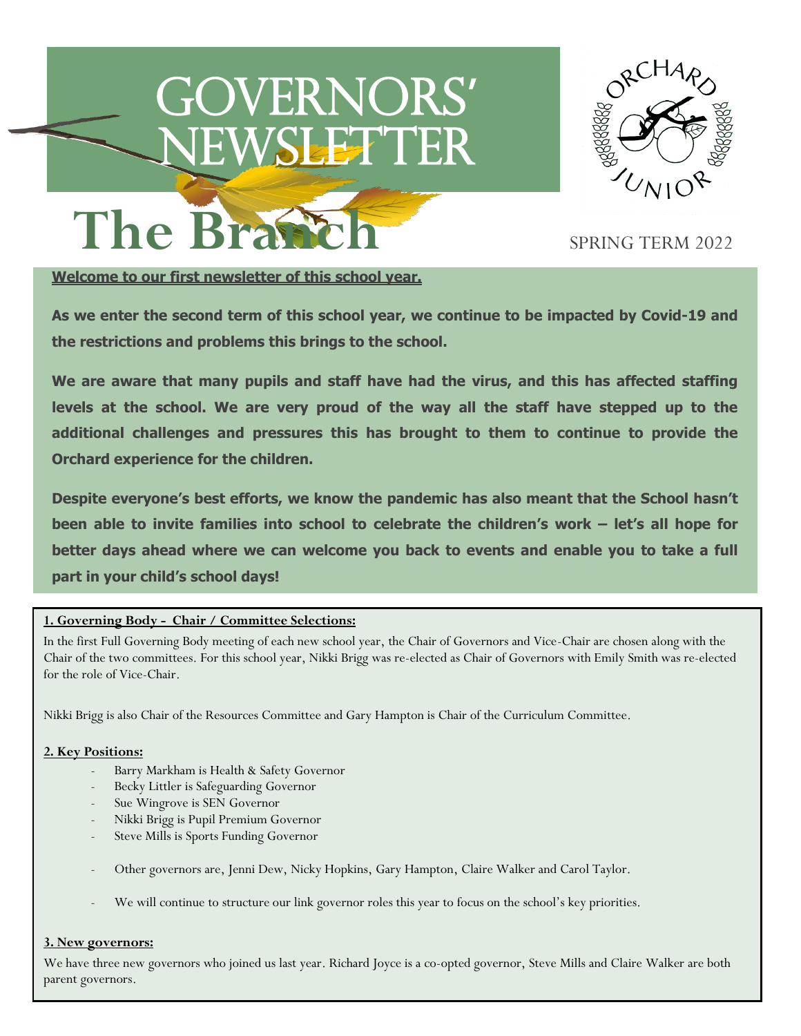# Governors' Newsletter

# The Branch

SPRING TERM 2022

**Welcome to our first newsletter of this school year.**

**As we enter the second term of this school year, we continue to be impacted by Covid-19 and the restrictions and problems this brings to the school.**

**We are aware that many pupils and staff have had the virus, and this has affected staffing levels at the school. We are very proud of the way all the staff have stepped up to the additional challenges and pressures this has brought to them to continue to provide the Orchard experience for the children.**

**Despite everyone's best efforts, we know the pandemic has also meant that the School hasn't been able to invite families into school to celebrate the children's work – let's all hope for better days ahead where we can welcome you back to events and enable you to take a full part in your child's school days!**

**1. Governing Body - Chair / Committee Selections:**

In the first Full Governing Body meeting of each new school year, the Chair of Governors and Vice-Chair are chosen along with the Chair of the two committees. For this school year, Nikki Brigg was re-elected as Chair of Governors with Emily Smith was re-elected for the role of Vice-Chair.

Nikki Brigg is also Chair of the Resources Committee and Gary Hampton is Chair of the Curriculum Committee.

**2. Key Positions:**

- Barry Markham is Health & Safety Governor
- Becky Littler is Safeguarding Governor
- Sue Wingrove is SEN Governor
- Nikki Brigg is Pupil Premium Governor
- Steve Mills is Sports Funding Governor

- Other governors are, Jenni Dew, Nicky Hopkins, Gary Hampton, Claire Walker and Carol Taylor.

- We will continue to structure our link governor roles this year to focus on the school's key priorities.

**3. New governors:**

We have three new governors who joined us last year. Richard Joyce is a co-opted governor, Steve Mills and Claire Walker are both parent governors.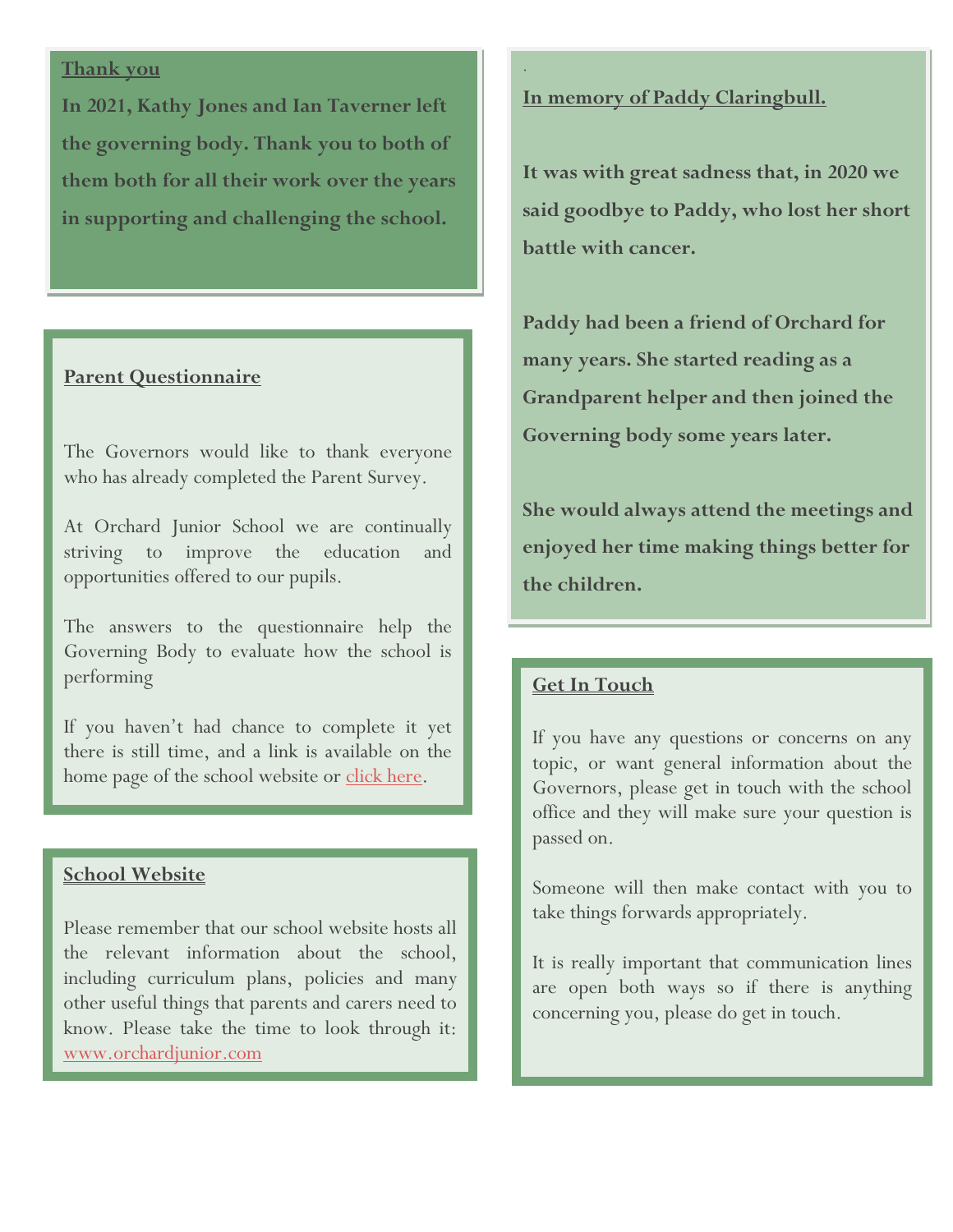## Thank you

**In 2021, Kathy Jones and Ian Taverner left the governing body. Thank you to both of them both for all their work over the years in supporting and challenging the school.**

## Parent Questionnaire

The Governors would like to thank everyone who has already completed the Parent Survey.

At Orchard Junior School we are continually striving to improve the education and opportunities offered to our pupils.

The answers to the questionnaire help the Governing Body to evaluate how the school is performing

If you haven't had chance to complete it yet there is still time, and a link is available on the home page of the school website or click here.

## School Website

Please remember that our school website hosts all the relevant information about the school, including curriculum plans, policies and many other useful things that parents and carers need to know. Please take the time to look through it: www.orchardjunior.com

## In memory of Paddy Claringbull.

**It was with great sadness that, in 2020 we said goodbye to Paddy, who lost her short battle with cancer.**

**Paddy had been a friend of Orchard for many years. She started reading as a Grandparent helper and then joined the Governing body some years later.**

**She would always attend the meetings and enjoyed her time making things better for the children.**

## Get In Touch

If you have any questions or concerns on any topic, or want general information about the Governors, please get in touch with the school office and they will make sure your question is passed on.

Someone will then make contact with you to take things forwards appropriately.

It is really important that communication lines are open both ways so if there is anything concerning you, please do get in touch.